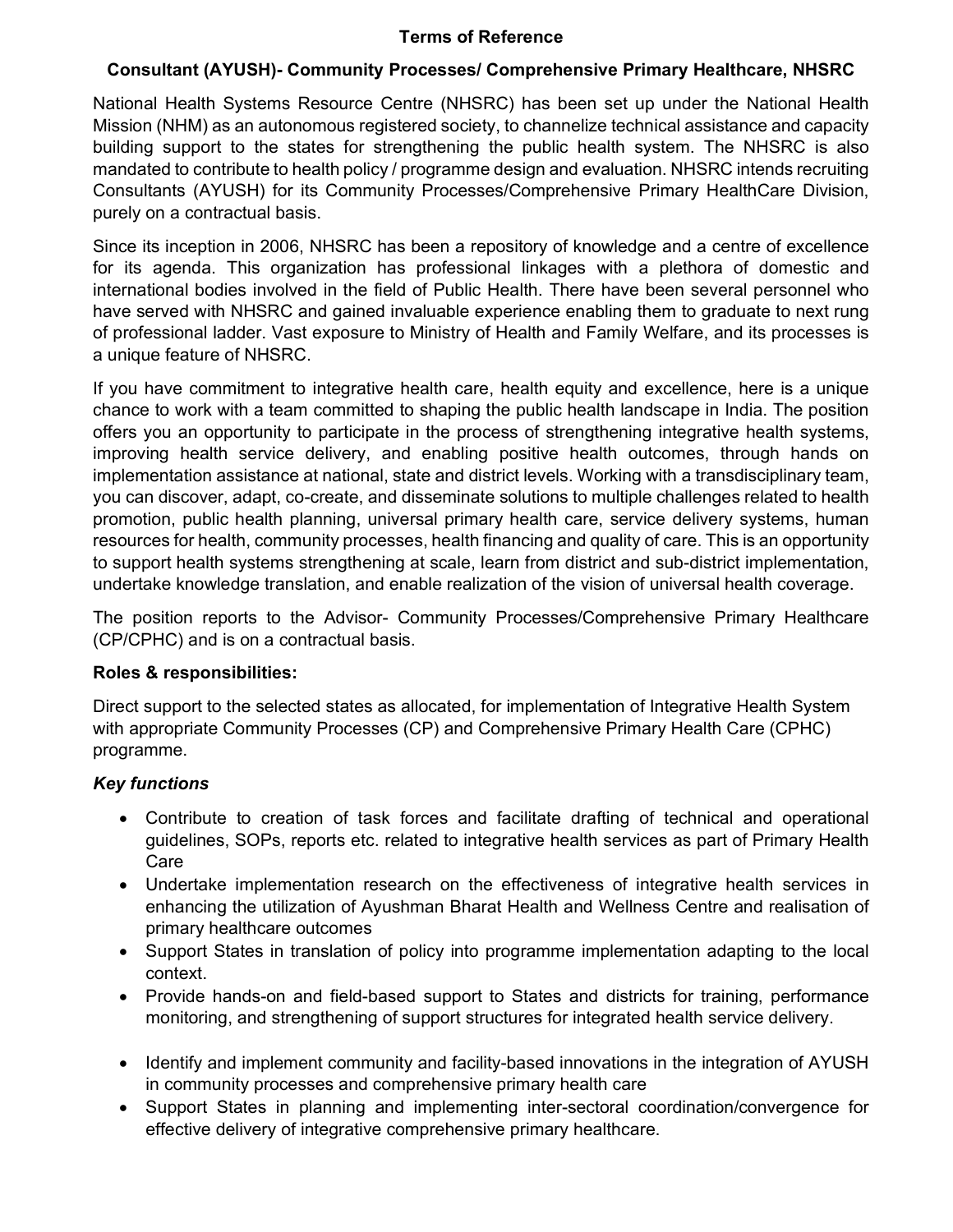# Terms of Reference

## Consultant (AYUSH)- Community Processes/ Comprehensive Primary Healthcare, NHSRC

National Health Systems Resource Centre (NHSRC) has been set up under the National Health Mission (NHM) as an autonomous registered society, to channelize technical assistance and capacity building support to the states for strengthening the public health system. The NHSRC is also mandated to contribute to health policy / programme design and evaluation. NHSRC intends recruiting Consultants (AYUSH) for its Community Processes/Comprehensive Primary HealthCare Division, purely on a contractual basis.

Since its inception in 2006, NHSRC has been a repository of knowledge and a centre of excellence for its agenda. This organization has professional linkages with a plethora of domestic and international bodies involved in the field of Public Health. There have been several personnel who have served with NHSRC and gained invaluable experience enabling them to graduate to next rung of professional ladder. Vast exposure to Ministry of Health and Family Welfare, and its processes is a unique feature of NHSRC.

If you have commitment to integrative health care, health equity and excellence, here is a unique chance to work with a team committed to shaping the public health landscape in India. The position offers you an opportunity to participate in the process of strengthening integrative health systems, improving health service delivery, and enabling positive health outcomes, through hands on implementation assistance at national, state and district levels. Working with a transdisciplinary team, you can discover, adapt, co-create, and disseminate solutions to multiple challenges related to health promotion, public health planning, universal primary health care, service delivery systems, human resources for health, community processes, health financing and quality of care. This is an opportunity to support health systems strengthening at scale, learn from district and sub-district implementation, undertake knowledge translation, and enable realization of the vision of universal health coverage.

The position reports to the Advisor- Community Processes/Comprehensive Primary Healthcare (CP/CPHC) and is on a contractual basis.

**Roles & responsibilities:**

Direct support to the selected states as allocated, for implementation of Integrative Health System with appropriate Community Processes (CP) and Comprehensive Primary Health Care (CPHC) programme.

***Key functions***

- Contribute to creation of task forces and facilitate drafting of technical and operational guidelines, SOPs, reports etc. related to integrative health services as part of Primary Health Care
- Undertake implementation research on the effectiveness of integrative health services in enhancing the utilization of Ayushman Bharat Health and Wellness Centre and realisation of primary healthcare outcomes
- Support States in translation of policy into programme implementation adapting to the local context.
- Provide hands-on and field-based support to States and districts for training, performance monitoring, and strengthening of support structures for integrated health service delivery.
- Identify and implement community and facility-based innovations in the integration of AYUSH in community processes and comprehensive primary health care
- Support States in planning and implementing inter-sectoral coordination/convergence for effective delivery of integrative comprehensive primary healthcare.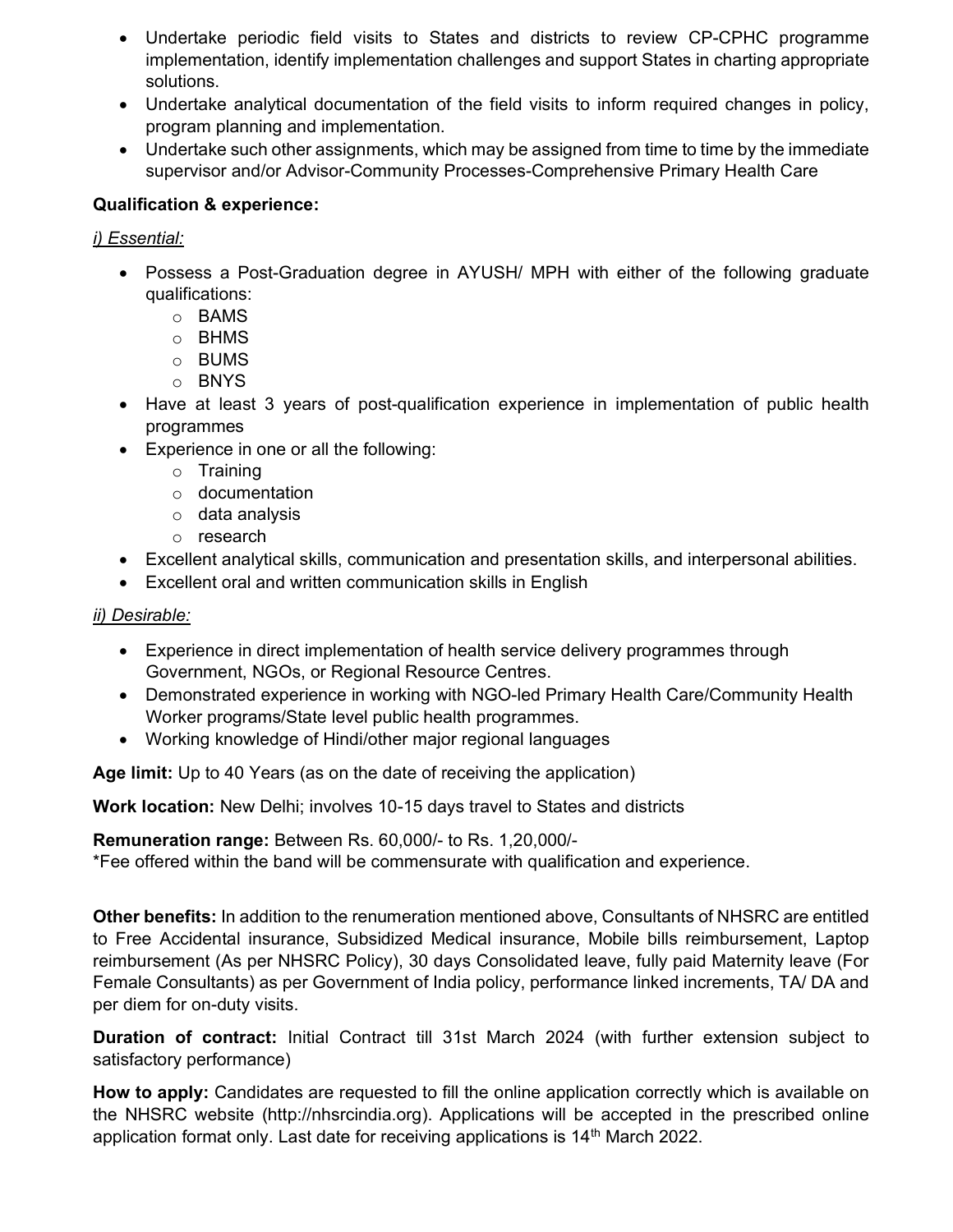- Undertake periodic field visits to States and districts to review CP-CPHC programme implementation, identify implementation challenges and support States in charting appropriate solutions.
- Undertake analytical documentation of the field visits to inform required changes in policy, program planning and implementation.
- Undertake such other assignments, which may be assigned from time to time by the immediate supervisor and/or Advisor-Community Processes-Comprehensive Primary Health Care

**Qualification & experience:**

*i) Essential:*

- Possess a Post-Graduation degree in AYUSH/ MPH with either of the following graduate qualifications:
  - BAMS
  - BHMS
  - BUMS
  - BNYS
- Have at least 3 years of post-qualification experience in implementation of public health programmes
- Experience in one or all the following:
  - Training
  - documentation
  - data analysis
  - research
- Excellent analytical skills, communication and presentation skills, and interpersonal abilities.
- Excellent oral and written communication skills in English

*ii) Desirable:*

- Experience in direct implementation of health service delivery programmes through Government, NGOs, or Regional Resource Centres.
- Demonstrated experience in working with NGO-led Primary Health Care/Community Health Worker programs/State level public health programmes.
- Working knowledge of Hindi/other major regional languages

**Age limit:** Up to 40 Years (as on the date of receiving the application)

**Work location:** New Delhi; involves 10-15 days travel to States and districts

**Remuneration range:** Between Rs. 60,000/- to Rs. 1,20,000/-
*Fee offered within the band will be commensurate with qualification and experience.

**Other benefits:** In addition to the renumeration mentioned above, Consultants of NHSRC are entitled to Free Accidental insurance, Subsidized Medical insurance, Mobile bills reimbursement, Laptop reimbursement (As per NHSRC Policy), 30 days Consolidated leave, fully paid Maternity leave (For Female Consultants) as per Government of India policy, performance linked increments, TA/ DA and per diem for on-duty visits.

**Duration of contract:** Initial Contract till 31st March 2024 (with further extension subject to satisfactory performance)

**How to apply:** Candidates are requested to fill the online application correctly which is available on the NHSRC website (http://nhsrcindia.org). Applications will be accepted in the prescribed online application format only. Last date for receiving applications is 14th March 2022.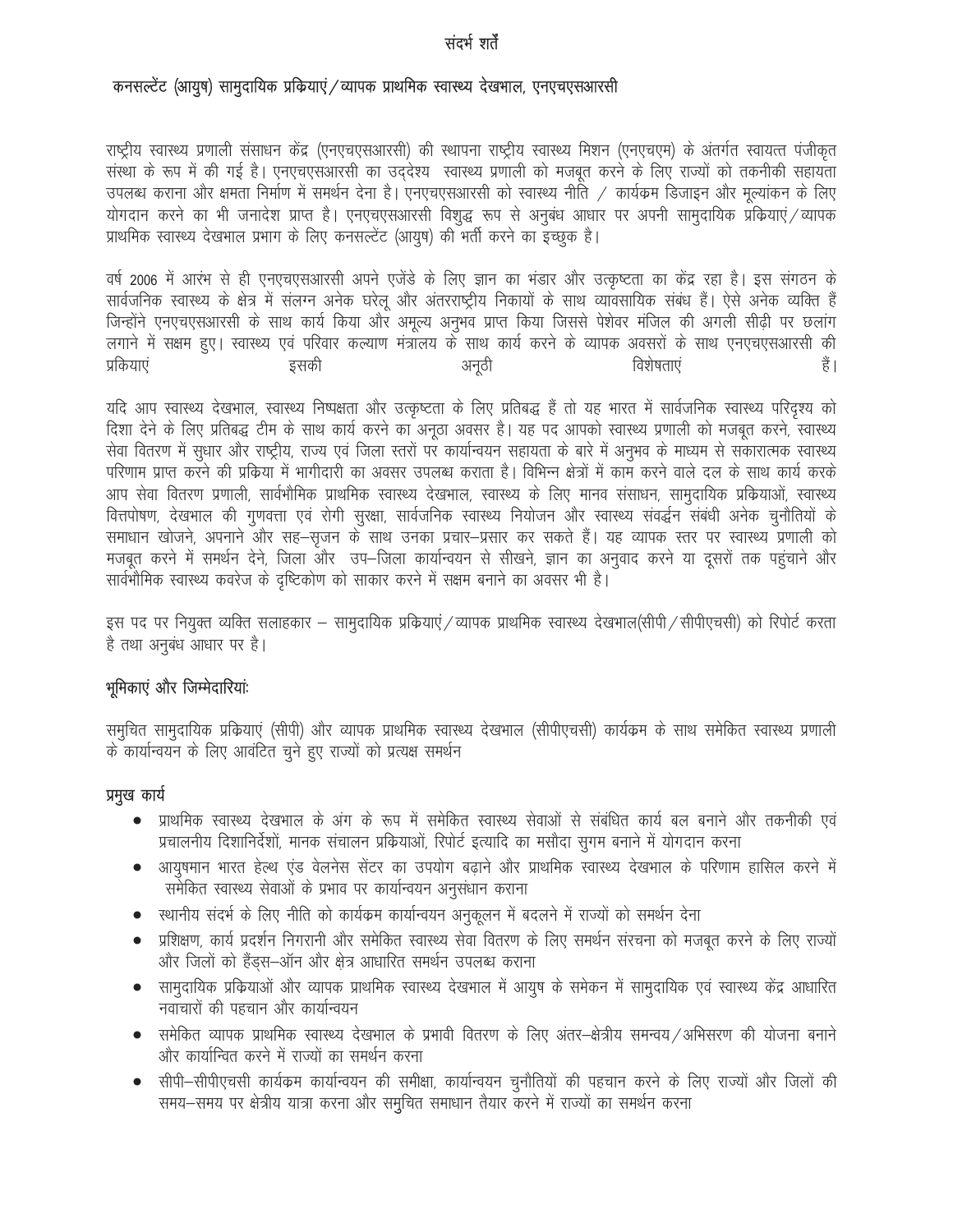# संदर्भ शर्तें

## कनसल्टेंट (आयुष) सामुदायिक प्रक्रियाएं/व्यापक प्राथमिक स्वास्थ्य देखभाल, एनएचएसआरसी

राष्ट्रीय स्वास्थ्य प्रणाली संसाधन केंद्र (एनएचएसआरसी) की स्थापना राष्ट्रीय स्वास्थ्य मिशन (एनएचएम) के अंतर्गत स्वायत्त पंजीकृत संस्था के रूप में की गई है। एनएचएसआरसी का उद्देश्य स्वास्थ्य प्रणाली को मजबूत करने के लिए राज्यों को तकनीकी सहायता उपलब्ध कराना और क्षमता निर्माण में समर्थन देना है। एनएचएसआरसी को स्वास्थ्य नीति / कार्यक्रम डिजाइन और मूल्यांकन के लिए योगदान करने का भी जनादेश प्राप्त है। एनएचएसआरसी विशुद्ध रूप से अनुबंध आधार पर अपनी सामुदायिक प्रक्रियाएं/व्यापक प्राथमिक स्वास्थ्य देखभाल प्रभाग के लिए कनसल्टेंट (आयुष) की भर्ती करने का इच्छुक है।

वर्ष 2006 में आरंभ से ही एनएचएसआरसी अपने एजेंडे के लिए ज्ञान का भंडार और उत्कृष्टता का केंद्र रहा है। इस संगठन के सार्वजनिक स्वास्थ्य के क्षेत्र में संलग्न अनेक घरेलू और अंतरराष्ट्रीय निकायों के साथ व्यावसायिक संबंध हैं। ऐसे अनेक व्यक्ति हैं जिन्होंने एनएचएसआरसी के साथ कार्य किया और अमूल्य अनुभव प्राप्त किया जिससे पेशेवर मंजिल की अगली सीढ़ी पर छलांग लगाने में सक्षम हुए। स्वास्थ्य एवं परिवार कल्याण मंत्रालय के साथ कार्य करने के व्यापक अवसरों के साथ एनएचएसआरसी की प्रकियाएं इसकी अनूठी विशेषताएं हैं।

यदि आप स्वास्थ्य देखभाल, स्वास्थ्य निष्पक्षता और उत्कृष्टता के लिए प्रतिबद्ध हैं तो यह भारत में सार्वजनिक स्वास्थ्य परिदृश्य को दिशा देने के लिए प्रतिबद्ध टीम के साथ कार्य करने का अनूठा अवसर है। यह पद आपको स्वास्थ्य प्रणाली को मजबूत करने, स्वास्थ्य सेवा वितरण में सुधार और राष्ट्रीय, राज्य एवं जिला स्तरों पर कार्यान्वयन सहायता के बारे में अनुभव के माध्यम से सकारात्मक स्वास्थ्य परिणाम प्राप्त करने की प्रक्रिया में भागीदारी का अवसर उपलब्ध कराता है। विभिन्न क्षेत्रों में काम करने वाले दल के साथ कार्य करके आप सेवा वितरण प्रणाली, सार्वभौमिक प्राथमिक स्वास्थ्य देखभाल, स्वास्थ्य के लिए मानव संसाधन, सामुदायिक प्रक्रियाओं, स्वास्थ्य वित्तपोषण, देखभाल की गुणवत्ता एवं रोगी सुरक्षा, सार्वजनिक स्वास्थ्य नियोजन और स्वास्थ्य संवर्द्धन संबंधी अनेक चुनौतियों के समाधान खोजने, अपनाने और सह–सृजन के साथ उनका प्रचार–प्रसार कर सकते हैं। यह व्यापक स्तर पर स्वास्थ्य प्रणाली को मजबूत करने में समर्थन देने, जिला और उप–जिला कार्यान्वयन से सीखने, ज्ञान का अनुवाद करने या दूसरों तक पहुंचाने और सार्वभौमिक स्वास्थ्य कवरेज के दृष्टिकोण को साकार करने में सक्षम बनाने का अवसर भी है।

इस पद पर नियुक्त व्यक्ति सलाहकार – सामुदायिक प्रक्रियाएं/व्यापक प्राथमिक स्वास्थ्य देखभाल(सीपी/सीपीएचसी) को रिपोर्ट करता है तथा अनुबंध आधार पर है।

### भूमिकाएं और जिम्मेदारियां:

समुचित सामुदायिक प्रक्रियाएं (सीपी) और व्यापक प्राथमिक स्वास्थ्य देखभाल (सीपीएचसी) कार्यक्रम के साथ समेकित स्वास्थ्य प्रणाली के कार्यान्वयन के लिए आवंटित चुने हुए राज्यों को प्रत्यक्ष समर्थन

### प्रमुख कार्य

- प्राथमिक स्वास्थ्य देखभाल के अंग के रूप में समेकित स्वास्थ्य सेवाओं से संबंधित कार्य बल बनाने और तकनीकी एवं प्रचालनीय दिशानिर्देशों, मानक संचालन प्रक्रियाओं, रिपोर्ट इत्यादि का मसौदा सुगम बनाने में योगदान करना
- आयुषमान भारत हेल्थ एंड वेलनेस सेंटर का उपयोग बढ़ाने और प्राथमिक स्वास्थ्य देखभाल के परिणाम हासिल करने में समेकित स्वास्थ्य सेवाओं के प्रभाव पर कार्यान्वयन अनुसंधान कराना
- स्थानीय संदर्भ के लिए नीति को कार्यक्रम कार्यान्वयन अनुकूलन में बदलने में राज्यों को समर्थन देना
- प्रशिक्षण, कार्य प्रदर्शन निगरानी और समेकित स्वास्थ्य सेवा वितरण के लिए समर्थन संरचना को मजबूत करने के लिए राज्यों और जिलों को हैंड्स–ऑन और क्षेत्र आधारित समर्थन उपलब्ध कराना
- सामुदायिक प्रक्रियाओं और व्यापक प्राथमिक स्वास्थ्य देखभाल में आयुष के समेकन में सामुदायिक एवं स्वास्थ्य केंद्र आधारित नवाचारों की पहचान और कार्यान्वयन
- समेकित व्यापक प्राथमिक स्वास्थ्य देखभाल के प्रभावी वितरण के लिए अंतर–क्षेत्रीय समन्वय/अभिसरण की योजना बनाने और कार्यान्वित करने में राज्यों का समर्थन करना
- सीपी–सीपीएचसी कार्यक्रम कार्यान्वयन की समीक्षा, कार्यान्वयन चुनौतियों की पहचान करने के लिए राज्यों और जिलों की समय–समय पर क्षेत्रीय यात्रा करना और समुचित समाधान तैयार करने में राज्यों का समर्थन करना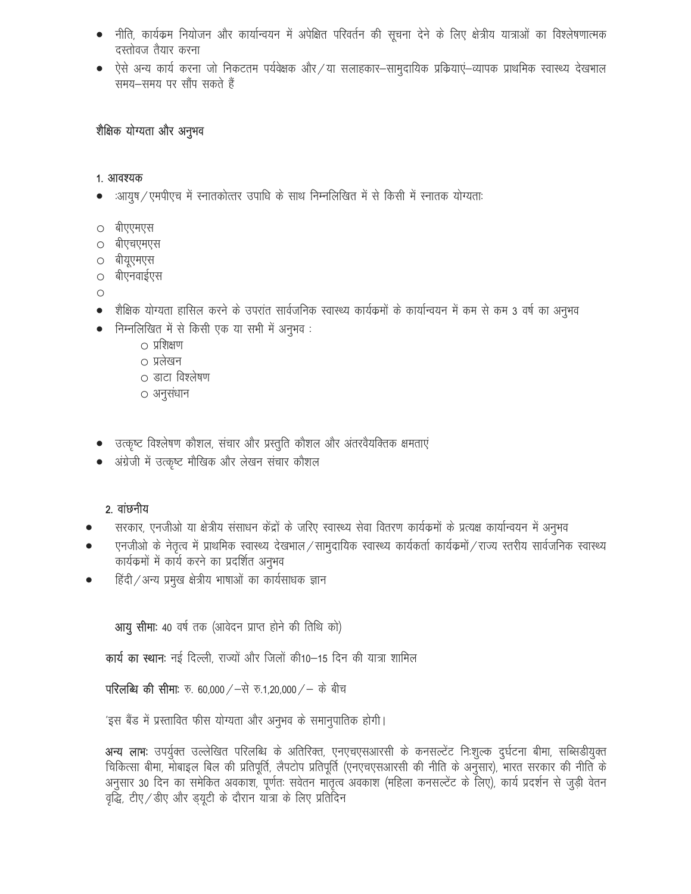- नीति, कार्यक्रम नियोजन और कार्यान्वयन में अपेक्षित परिवर्तन की सूचना देने के लिए क्षेत्रीय यात्राओं का विश्लेषणात्मक दस्तावेज तैयार करना
- ऐसे अन्य कार्य करना जो निकटतम पर्यवेक्षक और/या सलाहकार–सामुदायिक प्रक्रियाएं–व्यापक प्राथमिक स्वास्थ्य देखभाल समय–समय पर सौंप सकते हैं

## शैक्षिक योग्यता और अनुभव

### 1. आवश्यक

- :आयुष/एमपीएच में स्नातकोत्तर उपाधि के साथ निम्नलिखित में से किसी में स्नातक योग्यताः
  - बीएएमएस
  - बीएचएमएस
  - बीयूएमएस
  - बीएनवाईएस
  - 
- शैक्षिक योग्यता हासिल करने के उपरांत सार्वजनिक स्वास्थ्य कार्यक्रमों के कार्यान्वयन में कम से कम 3 वर्ष का अनुभव
- निम्नलिखित में से किसी एक या सभी में अनुभव :
  - प्रशिक्षण
  - प्रलेखन
  - डाटा विश्लेषण
  - अनुसंधान

- उत्कृष्ट विश्लेषण कौशल, संचार और प्रस्तुति कौशल और अंतरवैयक्तिक क्षमताएं
- अंग्रेजी में उत्कृष्ट मौखिक और लेखन संचार कौशल

### 2. वांछनीय

- सरकार, एनजीओ या क्षेत्रीय संसाधन केंद्रों के जरिए स्वास्थ्य सेवा वितरण कार्यक्रमों के प्रत्यक्ष कार्यान्वयन में अनुभव
- एनजीओ के नेतृत्व में प्राथमिक स्वास्थ्य देखभाल/सामुदायिक स्वास्थ्य कार्यकर्ता कार्यक्रमों/राज्य स्तरीय सार्वजनिक स्वास्थ्य कार्यक्रमों में कार्य करने का प्रदर्शित अनुभव
- हिंदी/अन्य प्रमुख क्षेत्रीय भाषाओं का कार्यसाधक ज्ञान

**आयु सीमाः** 40 वर्ष तक (आवेदन प्राप्त होने की तिथि को)

**कार्य का स्थानः** नई दिल्ली, राज्यों और जिलों की10–15 दिन की यात्रा शामिल

**परिलब्धि की सीमाः** रु. 60,000/–से रु.1,20,000/– के बीच

'इस बैंड में प्रस्तावित फीस योग्यता और अनुभव के समानुपातिक होगी।

**अन्य लाभः** उपर्युक्त उल्लेखित परिलब्धि के अतिरिक्त, एनएचएसआरसी के कनसल्टेंट निःशुल्क दुर्घटना बीमा, सब्सिडीयुक्त चिकित्सा बीमा, मोबाइल बिल की प्रतिपूर्ति, लैपटोप प्रतिपूर्ति (एनएचएसआरसी की नीति के अनुसार), भारत सरकार की नीति के अनुसार 30 दिन का समेकित अवकाश, पूर्णतः सवेतन मातृत्व अवकाश (महिला कनसल्टेंट के लिए), कार्य प्रदर्शन से जुड़ी वेतन वृद्धि, टीए/डीए और ड्यूटी के दौरान यात्रा के लिए प्रतिदिन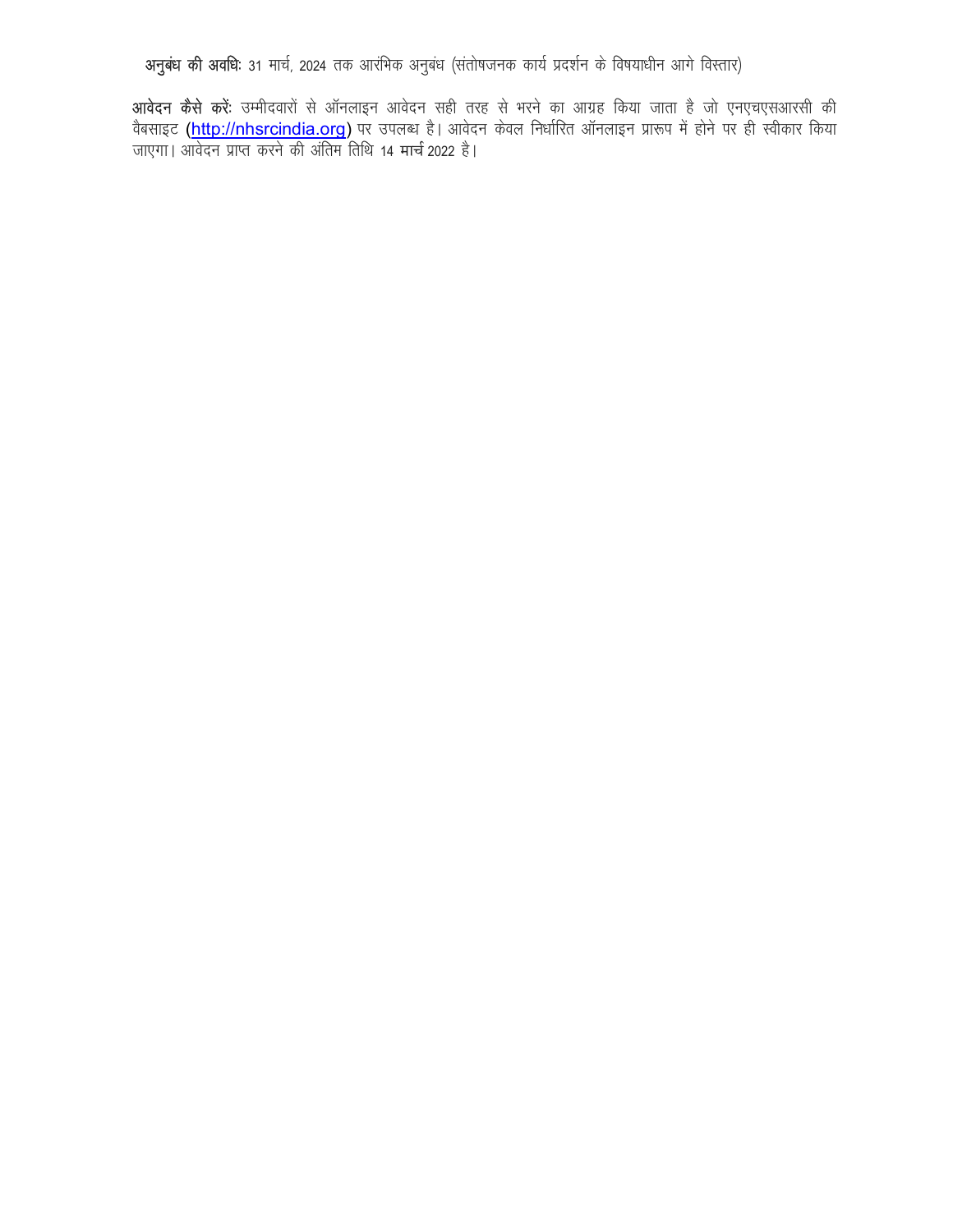**अनुबंध की अवधिः** 31 मार्च, 2024 तक आरंभिक अनुबंध (संतोषजनक कार्य प्रदर्शन के विषयाधीन आगे विस्तार)

**आवेदन कैसे करें:** उम्मीदवारों से ऑनलाइन आवेदन सही तरह से भरने का आग्रह किया जाता है जो एनएचएसआरसी की वैबसाइट (http://nhsrcindia.org) पर उपलब्ध है। आवेदन केवल निर्धारित ऑनलाइन प्रारूप में होने पर ही स्वीकार किया जाएगा। आवेदन प्राप्त करने की अंतिम तिथि 14 **मार्च** 2022 है।